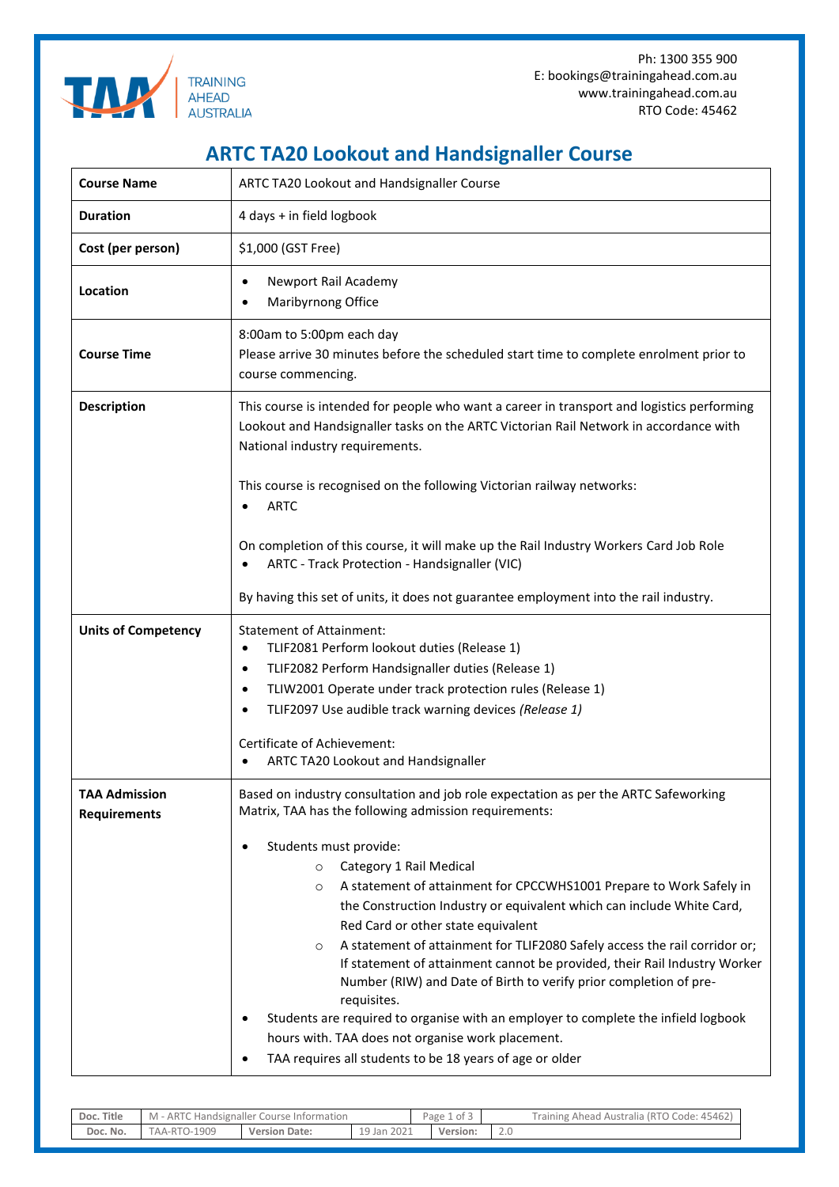Ph: 1300 355 900
E: bookings@trainingahead.com.au
www.trainingahead.com.au
RTO Code: 45462

# ARTC TA20 Lookout and Handsignaller Course

| | |
|---|---|
| **Course Name** | ARTC TA20 Lookout and Handsignaller Course |
| **Duration** | 4 days + in field logbook |
| **Cost (per person)** | $1,000 (GST Free) |
| **Location** | • Newport Rail Academy<br>• Maribyrnong Office |
| **Course Time** | 8:00am to 5:00pm each day<br>Please arrive 30 minutes before the scheduled start time to complete enrolment prior to course commencing. |
| **Description** | This course is intended for people who want a career in transport and logistics performing Lookout and Handsignaller tasks on the ARTC Victorian Rail Network in accordance with National industry requirements.<br><br>This course is recognised on the following Victorian railway networks:<br>• ARTC<br><br>On completion of this course, it will make up the Rail Industry Workers Card Job Role<br>• ARTC - Track Protection - Handsignaller (VIC)<br><br>By having this set of units, it does not guarantee employment into the rail industry. |
| **Units of Competency** | Statement of Attainment:<br>• TLIF2081 Perform lookout duties (Release 1)<br>• TLIF2082 Perform Handsignaller duties (Release 1)<br>• TLIW2001 Operate under track protection rules (Release 1)<br>• TLIF2097 Use audible track warning devices *(Release 1)*<br><br>Certificate of Achievement:<br>• ARTC TA20 Lookout and Handsignaller |
| **TAA Admission Requirements** | Based on industry consultation and job role expectation as per the ARTC Safeworking Matrix, TAA has the following admission requirements:<br><br>• Students must provide:<br>&nbsp;&nbsp;&nbsp;&nbsp;○ Category 1 Rail Medical<br>&nbsp;&nbsp;&nbsp;&nbsp;○ A statement of attainment for CPCCWHS1001 Prepare to Work Safely in the Construction Industry or equivalent which can include White Card, Red Card or other state equivalent<br>&nbsp;&nbsp;&nbsp;&nbsp;○ A statement of attainment for TLIF2080 Safely access the rail corridor or; If statement of attainment cannot be provided, their Rail Industry Worker Number (RIW) and Date of Birth to verify prior completion of pre-requisites.<br>• Students are required to organise with an employer to complete the infield logbook hours with. TAA does not organise work placement.<br>• TAA requires all students to be 18 years of age or older |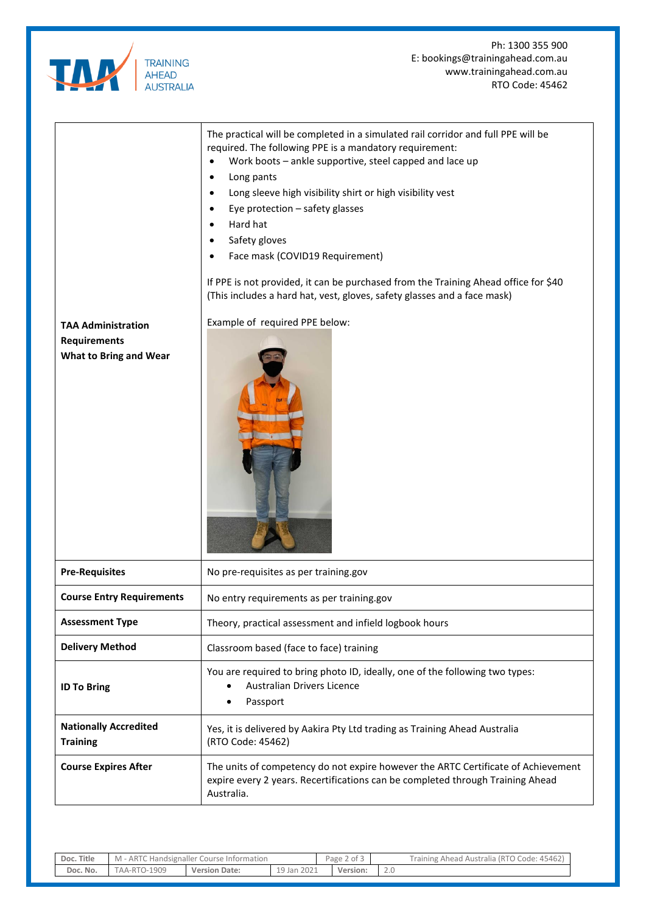| | |
|---|---|
| **TAA Administration Requirements**<br>**What to Bring and Wear** | The practical will be completed in a simulated rail corridor and full PPE will be required. The following PPE is a mandatory requirement:<br>• Work boots – ankle supportive, steel capped and lace up<br>• Long pants<br>• Long sleeve high visibility shirt or high visibility vest<br>• Eye protection – safety glasses<br>• Hard hat<br>• Safety gloves<br>• Face mask (COVID19 Requirement)<br><br>If PPE is not provided, it can be purchased from the Training Ahead office for $40 (This includes a hard hat, vest, gloves, safety glasses and a face mask)<br><br>Example of required PPE below: |
| **Pre-Requisites** | No pre-requisites as per training.gov |
| **Course Entry Requirements** | No entry requirements as per training.gov |
| **Assessment Type** | Theory, practical assessment and infield logbook hours |
| **Delivery Method** | Classroom based (face to face) training |
| **ID To Bring** | You are required to bring photo ID, ideally, one of the following two types:<br>• Australian Drivers Licence<br>• Passport |
| **Nationally Accredited Training** | Yes, it is delivered by Aakira Pty Ltd trading as Training Ahead Australia (RTO Code: 45462) |
| **Course Expires After** | The units of competency do not expire however the ARTC Certificate of Achievement expire every 2 years. Recertifications can be completed through Training Ahead Australia. |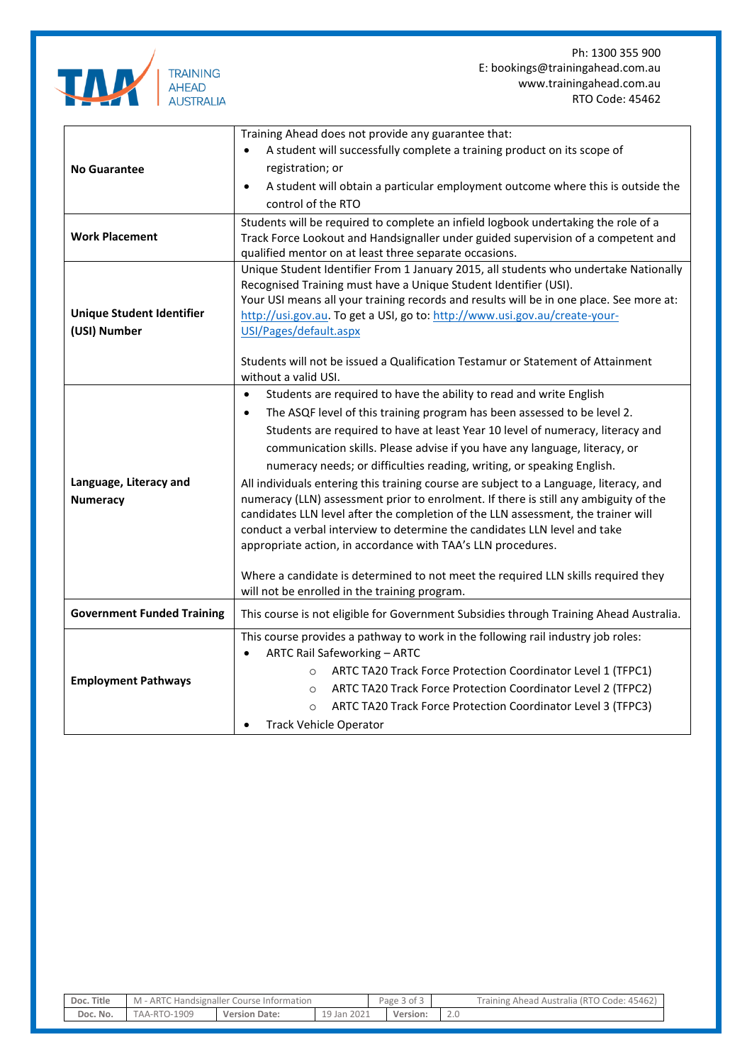| | |
|---|---|
| **No Guarantee** | Training Ahead does not provide any guarantee that:<br>• A student will successfully complete a training product on its scope of registration; or<br>• A student will obtain a particular employment outcome where this is outside the control of the RTO |
| **Work Placement** | Students will be required to complete an infield logbook undertaking the role of a Track Force Lookout and Handsignaller under guided supervision of a competent and qualified mentor on at least three separate occasions. |
| **Unique Student Identifier (USI) Number** | Unique Student Identifier From 1 January 2015, all students who undertake Nationally Recognised Training must have a Unique Student Identifier (USI).<br>Your USI means all your training records and results will be in one place. See more at: http://usi.gov.au. To get a USI, go to: http://www.usi.gov.au/create-your-USI/Pages/default.aspx<br><br>Students will not be issued a Qualification Testamur or Statement of Attainment without a valid USI. |
| **Language, Literacy and Numeracy** | • Students are required to have the ability to read and write English<br>• The ASQF level of this training program has been assessed to be level 2. Students are required to have at least Year 10 level of numeracy, literacy and communication skills. Please advise if you have any language, literacy, or numeracy needs; or difficulties reading, writing, or speaking English.<br>All individuals entering this training course are subject to a Language, literacy, and numeracy (LLN) assessment prior to enrolment. If there is still any ambiguity of the candidates LLN level after the completion of the LLN assessment, the trainer will conduct a verbal interview to determine the candidates LLN level and take appropriate action, in accordance with TAA's LLN procedures.<br><br>Where a candidate is determined to not meet the required LLN skills required they will not be enrolled in the training program. |
| **Government Funded Training** | This course is not eligible for Government Subsidies through Training Ahead Australia. |
| **Employment Pathways** | This course provides a pathway to work in the following rail industry job roles:<br>• ARTC Rail Safeworking – ARTC<br>&nbsp;&nbsp;&nbsp;&nbsp;○ ARTC TA20 Track Force Protection Coordinator Level 1 (TFPC1)<br>&nbsp;&nbsp;&nbsp;&nbsp;○ ARTC TA20 Track Force Protection Coordinator Level 2 (TFPC2)<br>&nbsp;&nbsp;&nbsp;&nbsp;○ ARTC TA20 Track Force Protection Coordinator Level 3 (TFPC3)<br>• Track Vehicle Operator |